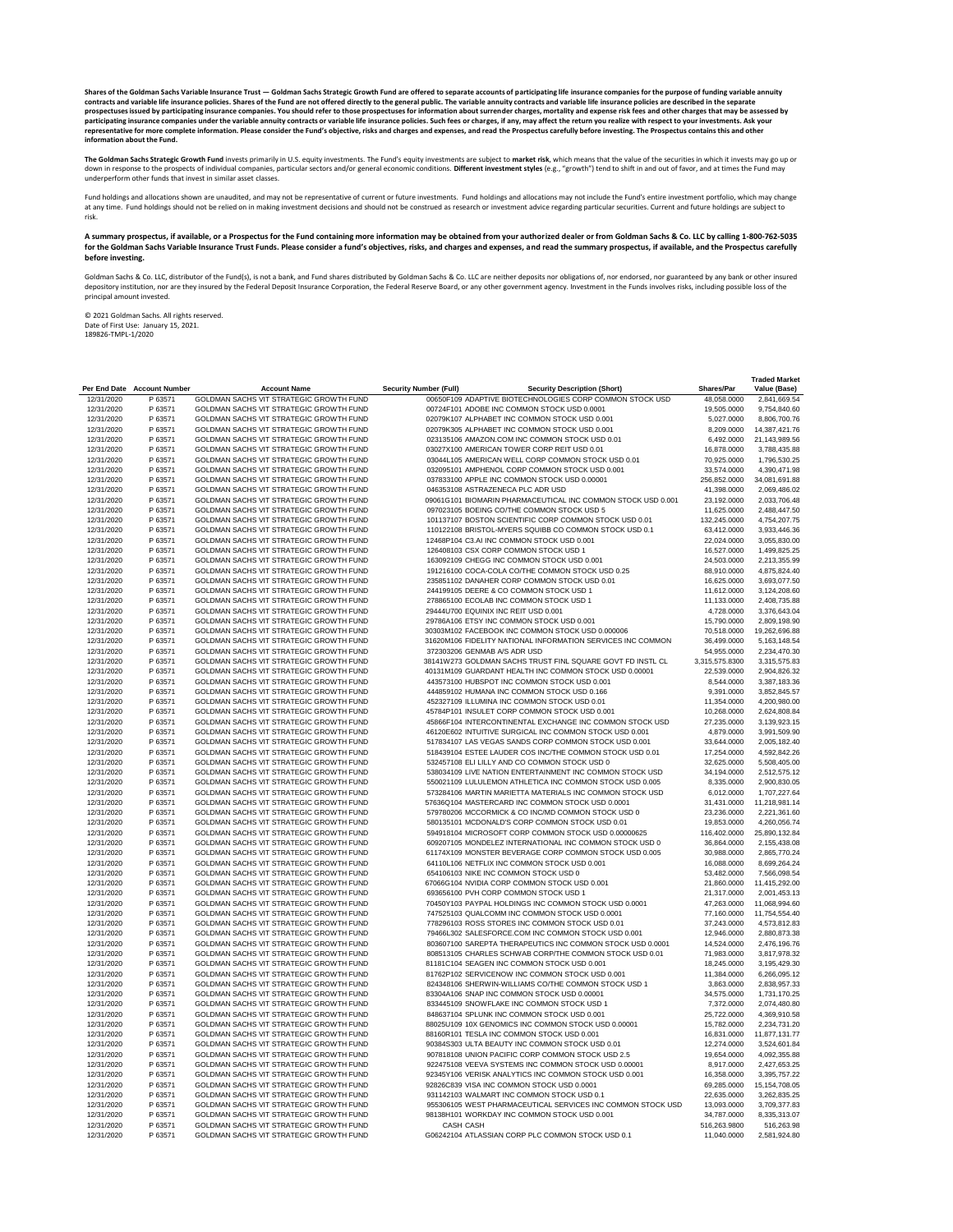**Shares of the Goldman Sachs Variable Insurance Trust — Goldman Sachs Strategic Growth Fund are offered to separate accounts of participating life insurance companies for the purpose of funding variable annuity contracts and variable life insurance policies. Shares of the Fund are not offered directly to the general public. The variable annuity contracts and variable life insurance policies are described in the separate prospectuses issued by participating insurance companies. You should refer to those prospectuses for information about surrender charges, mortality and expense risk fees and other charges that may be assessed by participating insurance companies under the variable annuity contracts or variable life insurance policies. Such fees or charges, if any, may affect the return you realize with respect to your investments. Ask your representative for more complete information. Please consider the Fund's objective, risks and charges and expenses, and read the Prospectus carefully before investing. The Prospectus contains this and other information about the Fund.**

**The Goldman Sachs Strategic Growth Fund** invests primarily in U.S. equity investments. The Fund's equity investments are subject to **market risk**, which means that the value of the securities in which it invests may go up or down in response to the prospects of individual companies, particular sectors and/or general economic conditions. **Different investment styles** (e.g., "growth") tend to shift in and out of favor, and at times the Fund may underperform other funds that invest in similar asset classes.

Fund holdings and allocations shown are unaudited, and may not be representative of current or future investments. Fund holdings and allocations may not include the Fund's entire investment portfolio, which may change at any time. Fund holdings should not be relied on in making investment decisions and should not be construed as research or investment advice regarding particular securities. Current and future holdings are subject to risk.

**A summary prospectus, if available, or a Prospectus for the Fund containing more information may be obtained from your authorized dealer or from Goldman Sachs & Co. LLC by calling 1-800-762-5035 for the Goldman Sachs Variable Insurance Trust Funds. Please consider a fund's objectives, risks, and charges and expenses, and read the summary prospectus, if available, and the Prospectus carefully before investing.**

Goldman Sachs & Co. LLC, distributor of the Fund(s), is not a bank, and Fund shares distributed by Goldman Sachs & Co. LLC are neither deposits nor obligations of, nor endorsed, nor guaranteed by any bank or other insured depository institution, nor are they insured by the Federal Deposit Insurance Corporation, the Federal Reserve Board, or any other government agency. Investment in the Funds involves risks, including possible loss of the principal amount invested.

© 2021 Goldman Sachs. All rights reserved.
Date of First Use: January 15, 2021.
189826-TMPL-1/2020

| Per End Date | Account Number | Account Name | Security Number (Full) | Security Description (Short) | Shares/Par | Traded Market Value (Base) |
|---|---|---|---|---|---|---|
| 12/31/2020 | P 63571 | GOLDMAN SACHS VIT STRATEGIC GROWTH FUND | 00650F109 | ADAPTIVE BIOTECHNOLOGIES CORP COMMON STOCK USD | 48,058.0000 | 2,841,669.54 |
| 12/31/2020 | P 63571 | GOLDMAN SACHS VIT STRATEGIC GROWTH FUND | 00724F101 | ADOBE INC COMMON STOCK USD 0.0001 | 19,505.0000 | 9,754,840.60 |
| 12/31/2020 | P 63571 | GOLDMAN SACHS VIT STRATEGIC GROWTH FUND | 02079K107 | ALPHABET INC COMMON STOCK USD 0.001 | 5,027.0000 | 8,806,700.76 |
| 12/31/2020 | P 63571 | GOLDMAN SACHS VIT STRATEGIC GROWTH FUND | 02079K305 | ALPHABET INC COMMON STOCK USD 0.001 | 8,209.0000 | 14,387,421.76 |
| 12/31/2020 | P 63571 | GOLDMAN SACHS VIT STRATEGIC GROWTH FUND | 023135106 | AMAZON.COM INC COMMON STOCK USD 0.01 | 6,492.0000 | 21,143,989.56 |
| 12/31/2020 | P 63571 | GOLDMAN SACHS VIT STRATEGIC GROWTH FUND | 03027X100 | AMERICAN TOWER CORP REIT USD 0.01 | 16,878.0000 | 3,788,435.88 |
| 12/31/2020 | P 63571 | GOLDMAN SACHS VIT STRATEGIC GROWTH FUND | 03044L105 | AMERICAN WELL CORP COMMON STOCK USD 0.01 | 70,925.0000 | 1,796,530.25 |
| 12/31/2020 | P 63571 | GOLDMAN SACHS VIT STRATEGIC GROWTH FUND | 032095101 | AMPHENOL CORP COMMON STOCK USD 0.001 | 33,574.0000 | 4,390,471.98 |
| 12/31/2020 | P 63571 | GOLDMAN SACHS VIT STRATEGIC GROWTH FUND | 037833100 | APPLE INC COMMON STOCK USD 0.00001 | 256,852.0000 | 34,081,691.88 |
| 12/31/2020 | P 63571 | GOLDMAN SACHS VIT STRATEGIC GROWTH FUND | 046353108 | ASTRAZENECA PLC ADR USD | 41,398.0000 | 2,069,486.02 |
| 12/31/2020 | P 63571 | GOLDMAN SACHS VIT STRATEGIC GROWTH FUND | 09061G101 | BIOMARIN PHARMACEUTICAL INC COMMON STOCK USD 0.001 | 23,192.0000 | 2,033,706.48 |
| 12/31/2020 | P 63571 | GOLDMAN SACHS VIT STRATEGIC GROWTH FUND | 097023105 | BOEING CO/THE COMMON STOCK USD 5 | 11,625.0000 | 2,488,447.50 |
| 12/31/2020 | P 63571 | GOLDMAN SACHS VIT STRATEGIC GROWTH FUND | 101137107 | BOSTON SCIENTIFIC CORP COMMON STOCK USD 0.01 | 132,245.0000 | 4,754,207.75 |
| 12/31/2020 | P 63571 | GOLDMAN SACHS VIT STRATEGIC GROWTH FUND | 110122108 | BRISTOL-MYERS SQUIBB CO COMMON STOCK USD 0.1 | 63,412.0000 | 3,933,446.36 |
| 12/31/2020 | P 63571 | GOLDMAN SACHS VIT STRATEGIC GROWTH FUND | 12468P104 | C3.AI INC COMMON STOCK USD 0.001 | 22,024.0000 | 3,055,830.00 |
| 12/31/2020 | P 63571 | GOLDMAN SACHS VIT STRATEGIC GROWTH FUND | 126408103 | CSX CORP COMMON STOCK USD 1 | 16,527.0000 | 1,499,825.25 |
| 12/31/2020 | P 63571 | GOLDMAN SACHS VIT STRATEGIC GROWTH FUND | 163092109 | CHEGG INC COMMON STOCK USD 0.001 | 24,503.0000 | 2,213,355.99 |
| 12/31/2020 | P 63571 | GOLDMAN SACHS VIT STRATEGIC GROWTH FUND | 191216100 | COCA-COLA CO/THE COMMON STOCK USD 0.25 | 88,910.0000 | 4,875,824.40 |
| 12/31/2020 | P 63571 | GOLDMAN SACHS VIT STRATEGIC GROWTH FUND | 235851102 | DANAHER CORP COMMON STOCK USD 0.01 | 16,625.0000 | 3,693,077.50 |
| 12/31/2020 | P 63571 | GOLDMAN SACHS VIT STRATEGIC GROWTH FUND | 244199105 | DEERE & CO COMMON STOCK USD 1 | 11,612.0000 | 3,124,208.60 |
| 12/31/2020 | P 63571 | GOLDMAN SACHS VIT STRATEGIC GROWTH FUND | 278865100 | ECOLAB INC COMMON STOCK USD 1 | 11,133.0000 | 2,408,735.88 |
| 12/31/2020 | P 63571 | GOLDMAN SACHS VIT STRATEGIC GROWTH FUND | 29444U700 | EQUINIX INC REIT USD 0.001 | 4,728.0000 | 3,376,643.04 |
| 12/31/2020 | P 63571 | GOLDMAN SACHS VIT STRATEGIC GROWTH FUND | 29786A106 | ETSY INC COMMON STOCK USD 0.001 | 15,790.0000 | 2,809,198.90 |
| 12/31/2020 | P 63571 | GOLDMAN SACHS VIT STRATEGIC GROWTH FUND | 30303M102 | FACEBOOK INC COMMON STOCK USD 0.000006 | 70,518.0000 | 19,262,696.88 |
| 12/31/2020 | P 63571 | GOLDMAN SACHS VIT STRATEGIC GROWTH FUND | 31620M106 | FIDELITY NATIONAL INFORMATION SERVICES INC COMMON | 36,499.0000 | 5,163,148.54 |
| 12/31/2020 | P 63571 | GOLDMAN SACHS VIT STRATEGIC GROWTH FUND | 372303206 | GENMAB A/S ADR USD | 54,955.0000 | 2,234,470.30 |
| 12/31/2020 | P 63571 | GOLDMAN SACHS VIT STRATEGIC GROWTH FUND | 38141W273 | GOLDMAN SACHS TRUST FINL SQUARE GOVT FD INSTL CL | 3,315,575.8300 | 3,315,575.83 |
| 12/31/2020 | P 63571 | GOLDMAN SACHS VIT STRATEGIC GROWTH FUND | 40131M109 | GUARDANT HEALTH INC COMMON STOCK USD 0.00001 | 22,539.0000 | 2,904,826.32 |
| 12/31/2020 | P 63571 | GOLDMAN SACHS VIT STRATEGIC GROWTH FUND | 443573100 | HUBSPOT INC COMMON STOCK USD 0.001 | 8,544.0000 | 3,387,183.36 |
| 12/31/2020 | P 63571 | GOLDMAN SACHS VIT STRATEGIC GROWTH FUND | 444859102 | HUMANA INC COMMON STOCK USD 0.166 | 9,391.0000 | 3,852,845.57 |
| 12/31/2020 | P 63571 | GOLDMAN SACHS VIT STRATEGIC GROWTH FUND | 452327109 | ILLUMINA INC COMMON STOCK USD 0.01 | 11,354.0000 | 4,200,980.00 |
| 12/31/2020 | P 63571 | GOLDMAN SACHS VIT STRATEGIC GROWTH FUND | 45784P101 | INSULET CORP COMMON STOCK USD 0.001 | 10,268.0000 | 2,624,808.84 |
| 12/31/2020 | P 63571 | GOLDMAN SACHS VIT STRATEGIC GROWTH FUND | 45866F104 | INTERCONTINENTAL EXCHANGE INC COMMON STOCK USD | 27,235.0000 | 3,139,923.15 |
| 12/31/2020 | P 63571 | GOLDMAN SACHS VIT STRATEGIC GROWTH FUND | 46120E602 | INTUITIVE SURGICAL INC COMMON STOCK USD 0.001 | 4,879.0000 | 3,991,509.90 |
| 12/31/2020 | P 63571 | GOLDMAN SACHS VIT STRATEGIC GROWTH FUND | 517834107 | LAS VEGAS SANDS CORP COMMON STOCK USD 0.001 | 33,644.0000 | 2,005,182.40 |
| 12/31/2020 | P 63571 | GOLDMAN SACHS VIT STRATEGIC GROWTH FUND | 518439104 | ESTEE LAUDER COS INC/THE COMMON STOCK USD 0.01 | 17,254.0000 | 4,592,842.26 |
| 12/31/2020 | P 63571 | GOLDMAN SACHS VIT STRATEGIC GROWTH FUND | 532457108 | ELI LILLY AND CO COMMON STOCK USD 0 | 32,625.0000 | 5,508,405.00 |
| 12/31/2020 | P 63571 | GOLDMAN SACHS VIT STRATEGIC GROWTH FUND | 538034109 | LIVE NATION ENTERTAINMENT INC COMMON STOCK USD | 34,194.0000 | 2,512,575.12 |
| 12/31/2020 | P 63571 | GOLDMAN SACHS VIT STRATEGIC GROWTH FUND | 550021109 | LULULEMON ATHLETICA INC COMMON STOCK USD 0.005 | 8,335.0000 | 2,900,830.05 |
| 12/31/2020 | P 63571 | GOLDMAN SACHS VIT STRATEGIC GROWTH FUND | 573284106 | MARTIN MARIETTA MATERIALS INC COMMON STOCK USD | 6,012.0000 | 1,707,227.64 |
| 12/31/2020 | P 63571 | GOLDMAN SACHS VIT STRATEGIC GROWTH FUND | 57636Q104 | MASTERCARD INC COMMON STOCK USD 0.0001 | 31,431.0000 | 11,218,981.14 |
| 12/31/2020 | P 63571 | GOLDMAN SACHS VIT STRATEGIC GROWTH FUND | 579780206 | MCCORMICK & CO INC/MD COMMON STOCK USD 0 | 23,236.0000 | 2,221,361.60 |
| 12/31/2020 | P 63571 | GOLDMAN SACHS VIT STRATEGIC GROWTH FUND | 580135101 | MCDONALD'S CORP COMMON STOCK USD 0.01 | 19,853.0000 | 4,260,056.74 |
| 12/31/2020 | P 63571 | GOLDMAN SACHS VIT STRATEGIC GROWTH FUND | 594918104 | MICROSOFT CORP COMMON STOCK USD 0.00000625 | 116,402.0000 | 25,890,132.84 |
| 12/31/2020 | P 63571 | GOLDMAN SACHS VIT STRATEGIC GROWTH FUND | 609207105 | MONDELEZ INTERNATIONAL INC COMMON STOCK USD 0 | 36,864.0000 | 2,155,438.08 |
| 12/31/2020 | P 63571 | GOLDMAN SACHS VIT STRATEGIC GROWTH FUND | 61174X109 | MONSTER BEVERAGE CORP COMMON STOCK USD 0.005 | 30,988.0000 | 2,865,770.24 |
| 12/31/2020 | P 63571 | GOLDMAN SACHS VIT STRATEGIC GROWTH FUND | 64110L106 | NETFLIX INC COMMON STOCK USD 0.001 | 16,088.0000 | 8,699,264.24 |
| 12/31/2020 | P 63571 | GOLDMAN SACHS VIT STRATEGIC GROWTH FUND | 654106103 | NIKE INC COMMON STOCK USD 0 | 53,482.0000 | 7,566,098.54 |
| 12/31/2020 | P 63571 | GOLDMAN SACHS VIT STRATEGIC GROWTH FUND | 67066G104 | NVIDIA CORP COMMON STOCK USD 0.001 | 21,860.0000 | 11,415,292.00 |
| 12/31/2020 | P 63571 | GOLDMAN SACHS VIT STRATEGIC GROWTH FUND | 693656100 | PVH CORP COMMON STOCK USD 1 | 21,317.0000 | 2,001,453.13 |
| 12/31/2020 | P 63571 | GOLDMAN SACHS VIT STRATEGIC GROWTH FUND | 70450Y103 | PAYPAL HOLDINGS INC COMMON STOCK USD 0.0001 | 47,263.0000 | 11,068,994.60 |
| 12/31/2020 | P 63571 | GOLDMAN SACHS VIT STRATEGIC GROWTH FUND | 747525103 | QUALCOMM INC COMMON STOCK USD 0.0001 | 77,160.0000 | 11,754,554.40 |
| 12/31/2020 | P 63571 | GOLDMAN SACHS VIT STRATEGIC GROWTH FUND | 778296103 | ROSS STORES INC COMMON STOCK USD 0.01 | 37,243.0000 | 4,573,812.83 |
| 12/31/2020 | P 63571 | GOLDMAN SACHS VIT STRATEGIC GROWTH FUND | 79466L302 | SALESFORCE.COM INC COMMON STOCK USD 0.001 | 12,946.0000 | 2,880,873.38 |
| 12/31/2020 | P 63571 | GOLDMAN SACHS VIT STRATEGIC GROWTH FUND | 803607100 | SAREPTA THERAPEUTICS INC COMMON STOCK USD 0.0001 | 14,524.0000 | 2,476,196.76 |
| 12/31/2020 | P 63571 | GOLDMAN SACHS VIT STRATEGIC GROWTH FUND | 808513105 | CHARLES SCHWAB CORP/THE COMMON STOCK USD 0.01 | 71,983.0000 | 3,817,978.32 |
| 12/31/2020 | P 63571 | GOLDMAN SACHS VIT STRATEGIC GROWTH FUND | 81181C104 | SEAGEN INC COMMON STOCK USD 0.001 | 18,245.0000 | 3,195,429.30 |
| 12/31/2020 | P 63571 | GOLDMAN SACHS VIT STRATEGIC GROWTH FUND | 81762P102 | SERVICENOW INC COMMON STOCK USD 0.001 | 11,384.0000 | 6,266,095.12 |
| 12/31/2020 | P 63571 | GOLDMAN SACHS VIT STRATEGIC GROWTH FUND | 824348106 | SHERWIN-WILLIAMS CO/THE COMMON STOCK USD 1 | 3,863.0000 | 2,838,957.33 |
| 12/31/2020 | P 63571 | GOLDMAN SACHS VIT STRATEGIC GROWTH FUND | 83304A106 | SNAP INC COMMON STOCK USD 0.00001 | 34,575.0000 | 1,731,170.25 |
| 12/31/2020 | P 63571 | GOLDMAN SACHS VIT STRATEGIC GROWTH FUND | 833445109 | SNOWFLAKE INC COMMON STOCK USD 1 | 7,372.0000 | 2,074,480.80 |
| 12/31/2020 | P 63571 | GOLDMAN SACHS VIT STRATEGIC GROWTH FUND | 848637104 | SPLUNK INC COMMON STOCK USD 0.001 | 25,722.0000 | 4,369,910.58 |
| 12/31/2020 | P 63571 | GOLDMAN SACHS VIT STRATEGIC GROWTH FUND | 88025U109 | 10X GENOMICS INC COMMON STOCK USD 0.00001 | 15,782.0000 | 2,234,731.20 |
| 12/31/2020 | P 63571 | GOLDMAN SACHS VIT STRATEGIC GROWTH FUND | 88160R101 | TESLA INC COMMON STOCK USD 0.001 | 16,831.0000 | 11,877,131.77 |
| 12/31/2020 | P 63571 | GOLDMAN SACHS VIT STRATEGIC GROWTH FUND | 90384S303 | ULTA BEAUTY INC COMMON STOCK USD 0.01 | 12,274.0000 | 3,524,601.84 |
| 12/31/2020 | P 63571 | GOLDMAN SACHS VIT STRATEGIC GROWTH FUND | 907818108 | UNION PACIFIC CORP COMMON STOCK USD 2.5 | 19,654.0000 | 4,092,355.88 |
| 12/31/2020 | P 63571 | GOLDMAN SACHS VIT STRATEGIC GROWTH FUND | 922475108 | VEEVA SYSTEMS INC COMMON STOCK USD 0.00001 | 8,917.0000 | 2,427,653.25 |
| 12/31/2020 | P 63571 | GOLDMAN SACHS VIT STRATEGIC GROWTH FUND | 92345Y106 | VERISK ANALYTICS INC COMMON STOCK USD 0.001 | 16,358.0000 | 3,395,757.22 |
| 12/31/2020 | P 63571 | GOLDMAN SACHS VIT STRATEGIC GROWTH FUND | 92826C839 | VISA INC COMMON STOCK USD 0.0001 | 69,285.0000 | 15,154,708.05 |
| 12/31/2020 | P 63571 | GOLDMAN SACHS VIT STRATEGIC GROWTH FUND | 931142103 | WALMART INC COMMON STOCK USD 0.1 | 22,635.0000 | 3,262,835.25 |
| 12/31/2020 | P 63571 | GOLDMAN SACHS VIT STRATEGIC GROWTH FUND | 955306105 | WEST PHARMACEUTICAL SERVICES INC COMMON STOCK USD | 13,093.0000 | 3,709,377.83 |
| 12/31/2020 | P 63571 | GOLDMAN SACHS VIT STRATEGIC GROWTH FUND | 98138H101 | WORKDAY INC COMMON STOCK USD 0.001 | 34,787.0000 | 8,335,313.07 |
| 12/31/2020 | P 63571 | GOLDMAN SACHS VIT STRATEGIC GROWTH FUND | CASH | CASH | 516,263.9800 | 516,263.98 |
| 12/31/2020 | P 63571 | GOLDMAN SACHS VIT STRATEGIC GROWTH FUND | G06242104 | ATLASSIAN CORP PLC COMMON STOCK USD 0.1 | 11,040.0000 | 2,581,924.80 |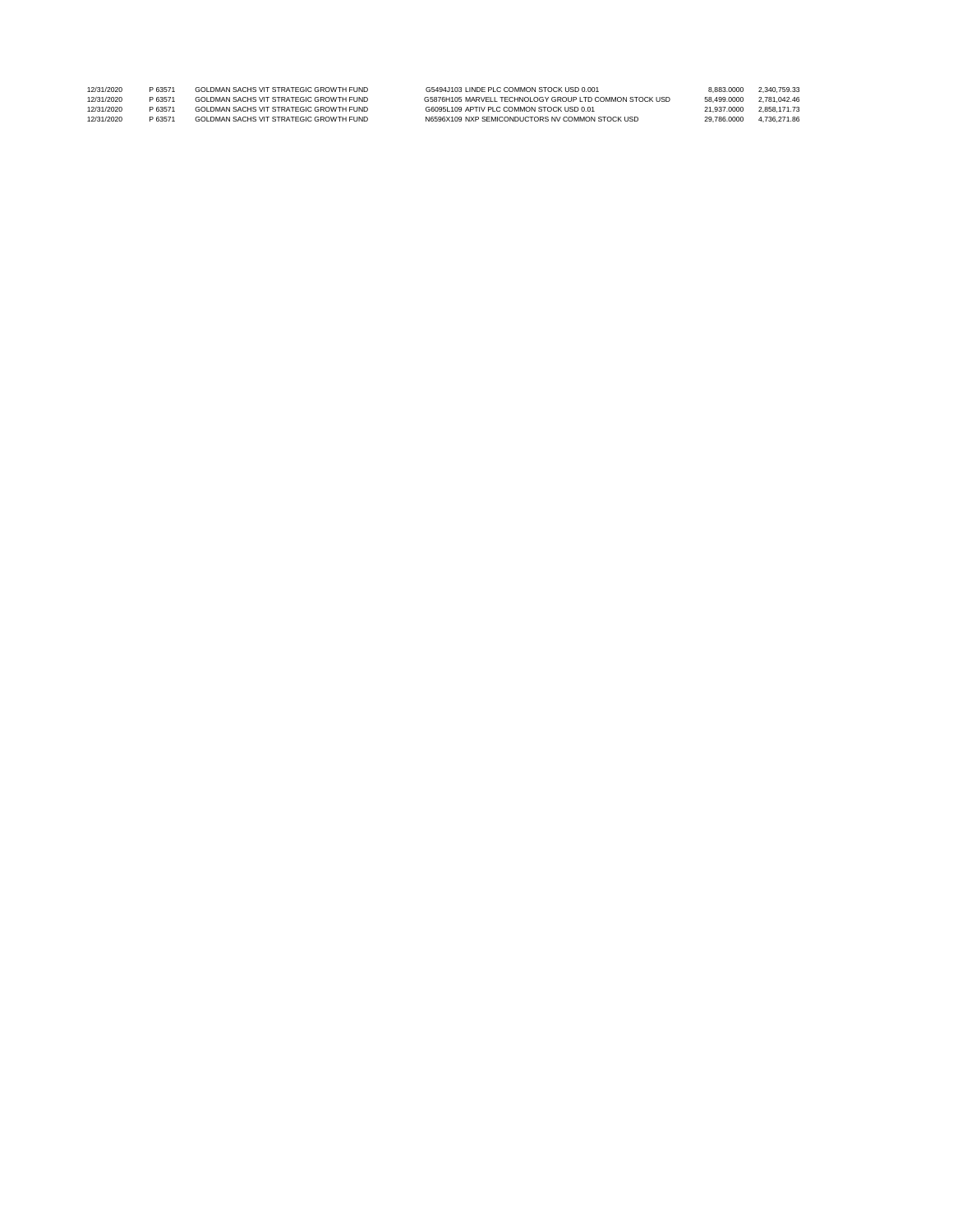| | | | | | |
|---|---|---|---|---|---|
| 12/31/2020 | P 63571 | GOLDMAN SACHS VIT STRATEGIC GROWTH FUND | G5494J103 LINDE PLC COMMON STOCK USD 0.001 | 8,883.0000 | 2,340,759.33 |
| 12/31/2020 | P 63571 | GOLDMAN SACHS VIT STRATEGIC GROWTH FUND | G5876H105 MARVELL TECHNOLOGY GROUP LTD COMMON STOCK USD | 58,499.0000 | 2,781,042.46 |
| 12/31/2020 | P 63571 | GOLDMAN SACHS VIT STRATEGIC GROWTH FUND | G6095L109 APTIV PLC COMMON STOCK USD 0.01 | 21,937.0000 | 2,858,171.73 |
| 12/31/2020 | P 63571 | GOLDMAN SACHS VIT STRATEGIC GROWTH FUND | N6596X109 NXP SEMICONDUCTORS NV COMMON STOCK USD | 29,786.0000 | 4,736,271.86 |